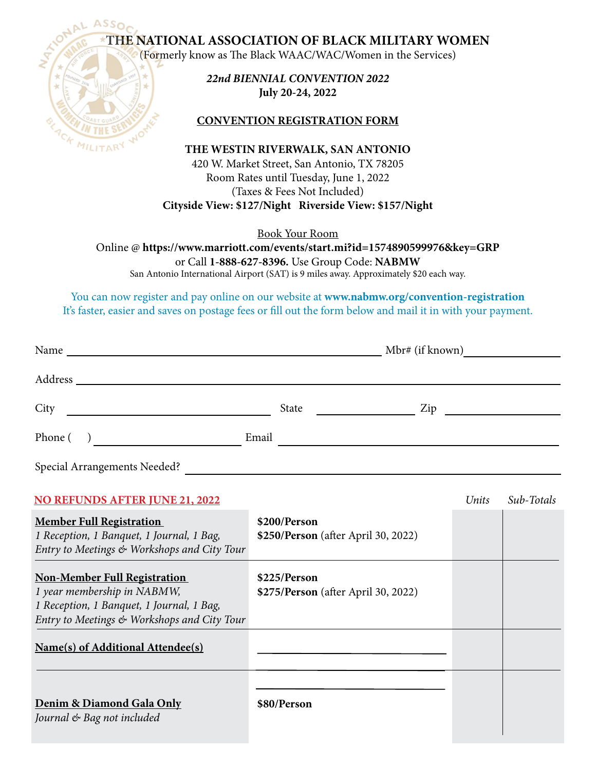# THE NATIONAL ASSOCIATION OF BLACK MILITARY WOMEN

(Formerly know as The Black WAAC/WAC/Women in the Services)

***22nd BIENNIAL CONVENTION 2022***
**July 20-24, 2022**

## CONVENTION REGISTRATION FORM

**THE WESTIN RIVERWALK, SAN ANTONIO**
420 W. Market Street, San Antonio, TX 78205
Room Rates until Tuesday, June 1, 2022
(Taxes & Fees Not Included)
**Cityside View: $127/Night Riverside View: $157/Night**

Book Your Room
Online @ **https://www.marriott.com/events/start.mi?id=1574890599976&key=GRP**
or Call **1-888-627-8396.** Use Group Code: **NABMW**
San Antonio International Airport (SAT) is 9 miles away. Approximately $20 each way.

You can now register and pay online on our website at **www.nabmw.org/convention-registration**
It's faster, easier and saves on postage fees or fill out the form below and mail it in with your payment.

Name \_\_\_\_\_\_\_\_\_\_\_\_\_\_\_\_\_\_\_\_ Mbr# (if known) \_\_\_\_\_\_\_\_\_\_

Address \_\_\_\_\_\_\_\_\_\_\_\_\_\_\_\_\_\_\_\_

City \_\_\_\_\_\_\_\_\_\_ State \_\_\_\_\_\_\_\_\_\_ Zip \_\_\_\_\_\_\_\_\_\_

Phone ( ) \_\_\_\_\_\_\_\_\_\_ Email \_\_\_\_\_\_\_\_\_\_

Special Arrangements Needed? \_\_\_\_\_\_\_\_\_\_\_\_\_\_\_\_\_\_\_\_

| NO REFUNDS AFTER JUNE 21, 2022 | | *Units* | *Sub-Totals* |
|---|---|---|---|
| **Member Full Registration**<br>*1 Reception, 1 Banquet, 1 Journal, 1 Bag, Entry to Meetings & Workshops and City Tour* | **$200/Person**<br>**$250/Person** (after April 30, 2022) | | |
| **Non-Member Full Registration**<br>*1 year membership in NABMW, 1 Reception, 1 Banquet, 1 Journal, 1 Bag, Entry to Meetings & Workshops and City Tour* | **$225/Person**<br>**$275/Person** (after April 30, 2022) | | |
| **Name(s) of Additional Attendee(s)** | \_\_\_\_\_\_\_\_\_\_<br>\_\_\_\_\_\_\_\_\_\_ | | |
| **Denim & Diamond Gala Only**<br>*Journal & Bag not included* | \_\_\_\_\_\_\_\_\_\_<br>**$80/Person** | | |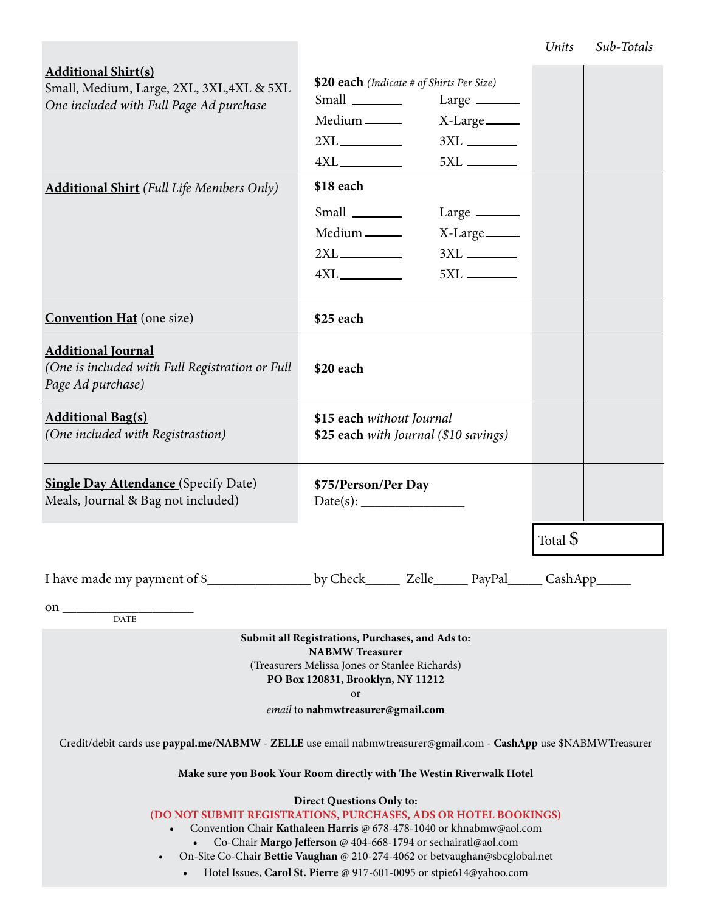| | | Units | Sub-Totals |
|---|---|---|---|
| **Additional Shirt(s)** Small, Medium, Large, 2XL, 3XL,4XL & 5XL *One included with Full Page Ad purchase* | **$20 each** *(Indicate # of Shirts Per Size)* Small \_\_\_\_\_\_ Large \_\_\_\_\_\_ Medium \_\_\_\_\_\_ X-Large \_\_\_\_\_\_ 2XL \_\_\_\_\_\_ 3XL \_\_\_\_\_\_ 4XL \_\_\_\_\_\_ 5XL \_\_\_\_\_\_ | | |
| **Additional Shirt** *(Full Life Members Only)* | **$18 each** Small \_\_\_\_\_\_ Large \_\_\_\_\_\_ Medium \_\_\_\_\_\_ X-Large \_\_\_\_\_\_ 2XL \_\_\_\_\_\_ 3XL \_\_\_\_\_\_ 4XL \_\_\_\_\_\_ 5XL \_\_\_\_\_\_ | | |
| **Convention Hat** (one size) | **$25 each** | | |
| **Additional Journal** *(One is included with Full Registration or Full Page Ad purchase)* | **$20 each** | | |
| **Additional Bag(s)** *(One included with Registrastion)* | **$15 each** *without Journal* **$25 each** *with Journal ($10 savings)* | | |
| **Single Day Attendance** (Specify Date) Meals, Journal & Bag not included) | **$75/Person/Per Day** Date(s): \_\_\_\_\_\_\_\_\_\_\_\_\_\_\_ | | |
| | | Total $ | |

I have made my payment of $\_\_\_\_\_\_\_\_\_\_\_\_\_\_\_ by Check\_\_\_\_\_ Zelle\_\_\_\_\_ PayPal\_\_\_\_\_ CashApp\_\_\_\_\_

on \_\_\_\_\_\_\_\_\_\_\_\_\_\_\_\_\_\_\_\_
DATE

**Submit all Registrations, Purchases, and Ads to:**
**NABMW Treasurer**
(Treasurers Melissa Jones or Stanlee Richards)
**PO Box 120831, Brooklyn, NY 11212**
or
*email* to **nabmwtreasurer@gmail.com**

Credit/debit cards use **paypal.me/NABMW** - **ZELLE** use email nabmwtreasurer@gmail.com - **CashApp** use $NABMWTreasurer

**Make sure you Book Your Room directly with The Westin Riverwalk Hotel**

**Direct Questions Only to:**
**(DO NOT SUBMIT REGISTRATIONS, PURCHASES, ADS OR HOTEL BOOKINGS)**

- Convention Chair **Kathaleen Harris** @ 678-478-1040 or khnabmw@aol.com
- Co-Chair **Margo Jefferson** @ 404-668-1794 or sechairatl@aol.com
- On-Site Co-Chair **Bettie Vaughan** @ 210-274-4062 or betvaughan@sbcglobal.net
- Hotel Issues, **Carol St. Pierre** @ 917-601-0095 or stpie614@yahoo.com